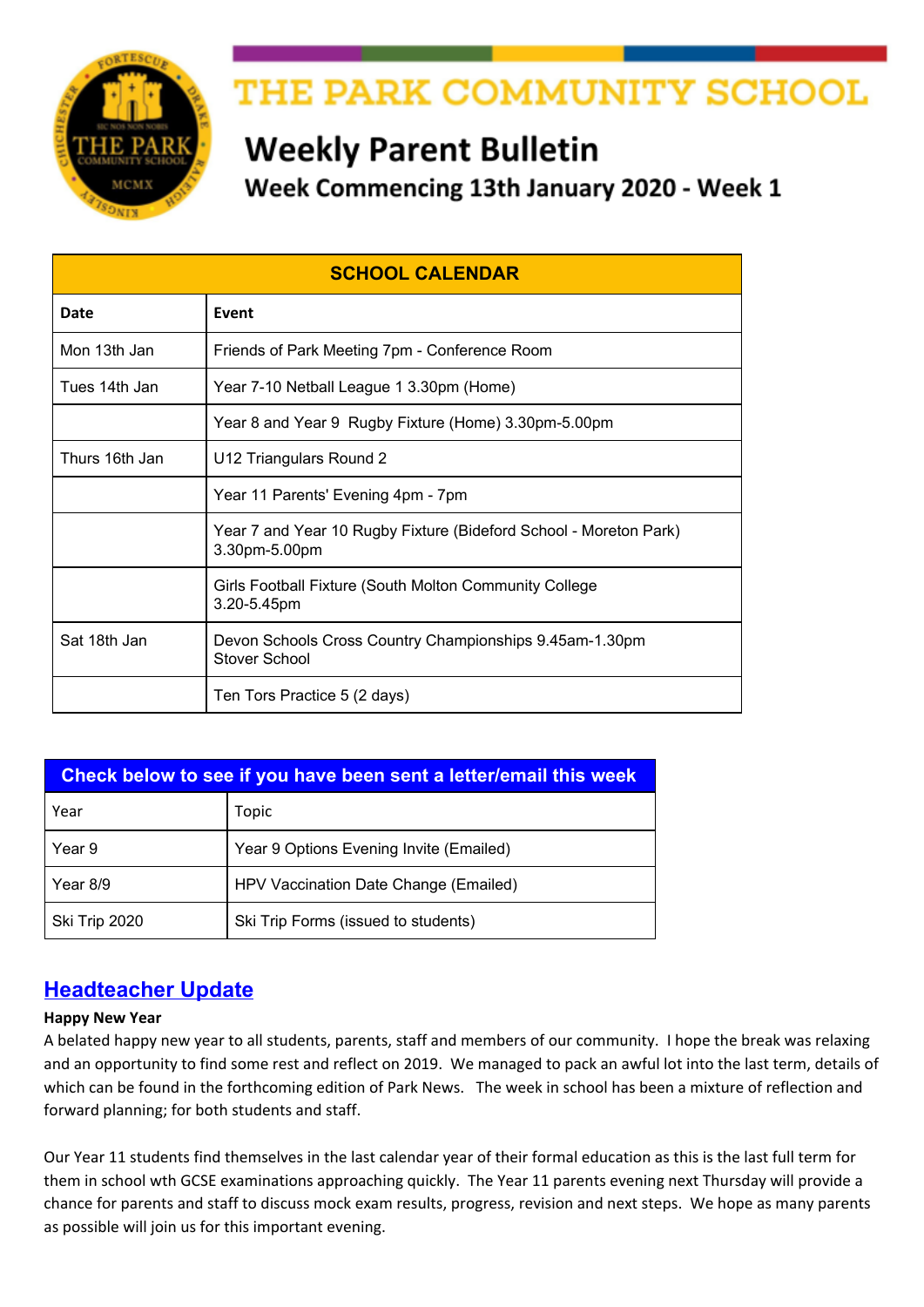# THE PARK COMMUNITY SCHOOL

## Weekly Parent Bulletin

### Week Commencing 13th January 2020 - Week 1

| SCHOOL CALENDAR | |
|---|---|
| **Date** | **Event** |
| Mon 13th Jan | Friends of Park Meeting 7pm - Conference Room |
| Tues 14th Jan | Year 7-10 Netball League 1 3.30pm (Home) |
| | Year 8 and Year 9 Rugby Fixture (Home) 3.30pm-5.00pm |
| Thurs 16th Jan | U12 Triangulars Round 2 |
| | Year 11 Parents' Evening 4pm - 7pm |
| | Year 7 and Year 10 Rugby Fixture (Bideford School - Moreton Park) 3.30pm-5.00pm |
| | Girls Football Fixture (South Molton Community College 3.20-5.45pm |
| Sat 18th Jan | Devon Schools Cross Country Championships 9.45am-1.30pm Stover School |
| | Ten Tors Practice 5 (2 days) |

| Check below to see if you have been sent a letter/email this week | |
|---|---|
| Year | Topic |
| Year 9 | Year 9 Options Evening Invite (Emailed) |
| Year 8/9 | HPV Vaccination Date Change (Emailed) |
| Ski Trip 2020 | Ski Trip Forms (issued to students) |

## Headteacher Update

**Happy New Year**

A belated happy new year to all students, parents, staff and members of our community. I hope the break was relaxing and an opportunity to find some rest and reflect on 2019. We managed to pack an awful lot into the last term, details of which can be found in the forthcoming edition of Park News. The week in school has been a mixture of reflection and forward planning; for both students and staff.

Our Year 11 students find themselves in the last calendar year of their formal education as this is the last full term for them in school wth GCSE examinations approaching quickly. The Year 11 parents evening next Thursday will provide a chance for parents and staff to discuss mock exam results, progress, revision and next steps. We hope as many parents as possible will join us for this important evening.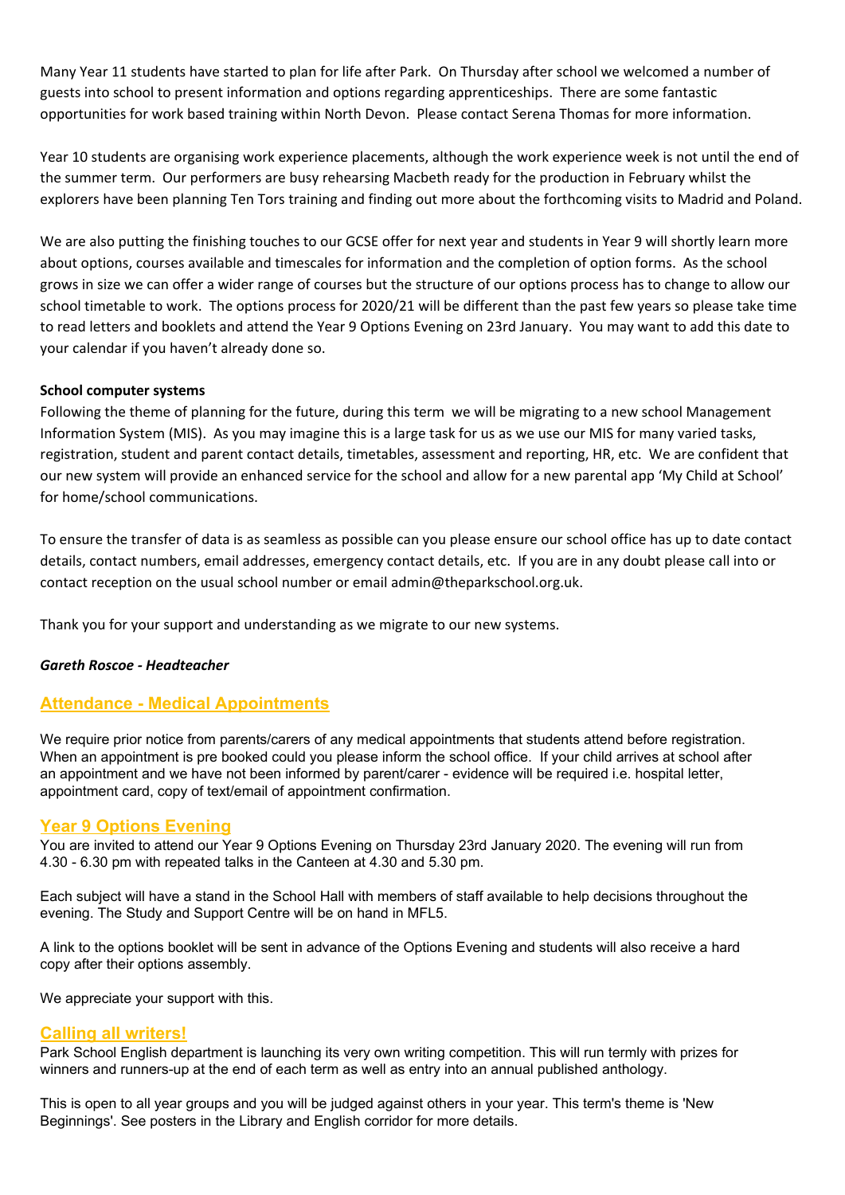Many Year 11 students have started to plan for life after Park. On Thursday after school we welcomed a number of guests into school to present information and options regarding apprenticeships. There are some fantastic opportunities for work based training within North Devon. Please contact Serena Thomas for more information.

Year 10 students are organising work experience placements, although the work experience week is not until the end of the summer term. Our performers are busy rehearsing Macbeth ready for the production in February whilst the explorers have been planning Ten Tors training and finding out more about the forthcoming visits to Madrid and Poland.

We are also putting the finishing touches to our GCSE offer for next year and students in Year 9 will shortly learn more about options, courses available and timescales for information and the completion of option forms. As the school grows in size we can offer a wider range of courses but the structure of our options process has to change to allow our school timetable to work. The options process for 2020/21 will be different than the past few years so please take time to read letters and booklets and attend the Year 9 Options Evening on 23rd January. You may want to add this date to your calendar if you haven't already done so.

**School computer systems**

Following the theme of planning for the future, during this term we will be migrating to a new school Management Information System (MIS). As you may imagine this is a large task for us as we use our MIS for many varied tasks, registration, student and parent contact details, timetables, assessment and reporting, HR, etc. We are confident that our new system will provide an enhanced service for the school and allow for a new parental app 'My Child at School' for home/school communications.

To ensure the transfer of data is as seamless as possible can you please ensure our school office has up to date contact details, contact numbers, email addresses, emergency contact details, etc. If you are in any doubt please call into or contact reception on the usual school number or email admin@theparkschool.org.uk.

Thank you for your support and understanding as we migrate to our new systems.

***Gareth Roscoe - Headteacher***

## Attendance - Medical Appointments

We require prior notice from parents/carers of any medical appointments that students attend before registration. When an appointment is pre booked could you please inform the school office. If your child arrives at school after an appointment and we have not been informed by parent/carer - evidence will be required i.e. hospital letter, appointment card, copy of text/email of appointment confirmation.

## Year 9 Options Evening

You are invited to attend our Year 9 Options Evening on Thursday 23rd January 2020. The evening will run from 4.30 - 6.30 pm with repeated talks in the Canteen at 4.30 and 5.30 pm.

Each subject will have a stand in the School Hall with members of staff available to help decisions throughout the evening. The Study and Support Centre will be on hand in MFL5.

A link to the options booklet will be sent in advance of the Options Evening and students will also receive a hard copy after their options assembly.

We appreciate your support with this.

## Calling all writers!

Park School English department is launching its very own writing competition. This will run termly with prizes for winners and runners-up at the end of each term as well as entry into an annual published anthology.

This is open to all year groups and you will be judged against others in your year. This term's theme is 'New Beginnings'. See posters in the Library and English corridor for more details.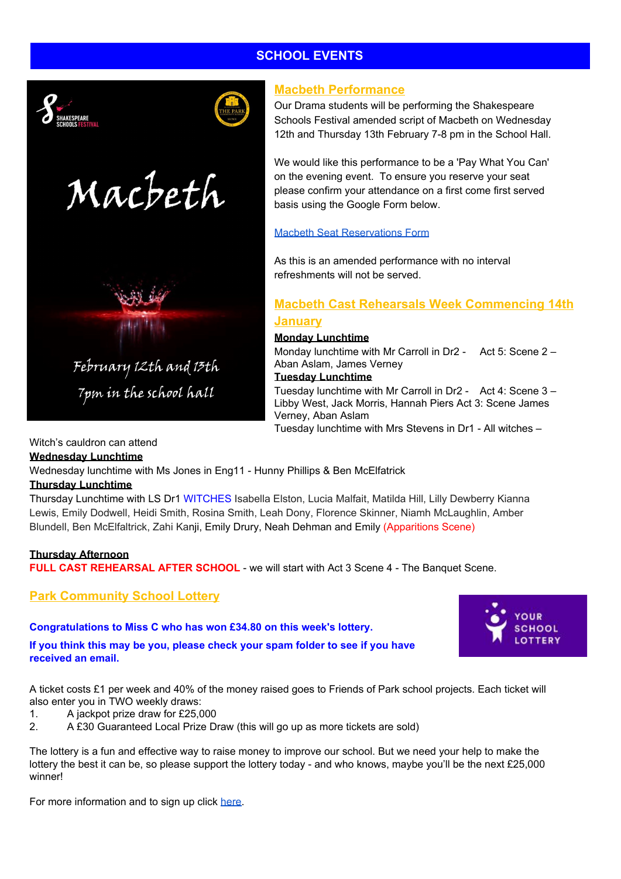## SCHOOL EVENTS

### Macbeth Performance

Our Drama students will be performing the Shakespeare Schools Festival amended script of Macbeth on Wednesday 12th and Thursday 13th February 7-8 pm in the School Hall.

We would like this performance to be a 'Pay What You Can' on the evening event. To ensure you reserve your seat please confirm your attendance on a first come first served basis using the Google Form below.

[Macbeth Seat Reservations Form]()

As this is an amended performance with no interval refreshments will not be served.

### Macbeth Cast Rehearsals Week Commencing 14th January

**Monday Lunchtime**

Monday lunchtime with Mr Carroll in Dr2 - Act 5: Scene 2 – Aban Aslam, James Verney

**Tuesday Lunchtime**

Tuesday lunchtime with Mr Carroll in Dr2 - Act 4: Scene 3 – Libby West, Jack Morris, Hannah Piers Act 3: Scene James Verney, Aban Aslam

Tuesday lunchtime with Mrs Stevens in Dr1 - All witches – Witch's cauldron can attend

**Wednesday Lunchtime**

Wednesday lunchtime with Ms Jones in Eng11 - Hunny Phillips & Ben McElfatrick

**Thursday Lunchtime**

Thursday Lunchtime with LS Dr1 WITCHES Isabella Elston, Lucia Malfait, Matilda Hill, Lilly Dewberry Kianna Lewis, Emily Dodwell, Heidi Smith, Rosina Smith, Leah Dony, Florence Skinner, Niamh McLaughlin, Amber Blundell, Ben McElfatrick, Zahi Kanji, Emily Drury, Neah Dehman and Emily (Apparitions Scene)

**Thursday Afternoon**

**FULL CAST REHEARSAL AFTER SCHOOL** - we will start with Act 3 Scene 4 - The Banquet Scene.

### Park Community School Lottery

**Congratulations to Miss C who has won £34.80 on this week's lottery.**

**If you think this may be you, please check your spam folder to see if you have received an email.**

A ticket costs £1 per week and 40% of the money raised goes to Friends of Park school projects. Each ticket will also enter you in TWO weekly draws:

1. A jackpot prize draw for £25,000
2. A £30 Guaranteed Local Prize Draw (this will go up as more tickets are sold)

The lottery is a fun and effective way to raise money to improve our school. But we need your help to make the lottery the best it can be, so please support the lottery today - and who knows, maybe you'll be the next £25,000 winner!

For more information and to sign up click [here]().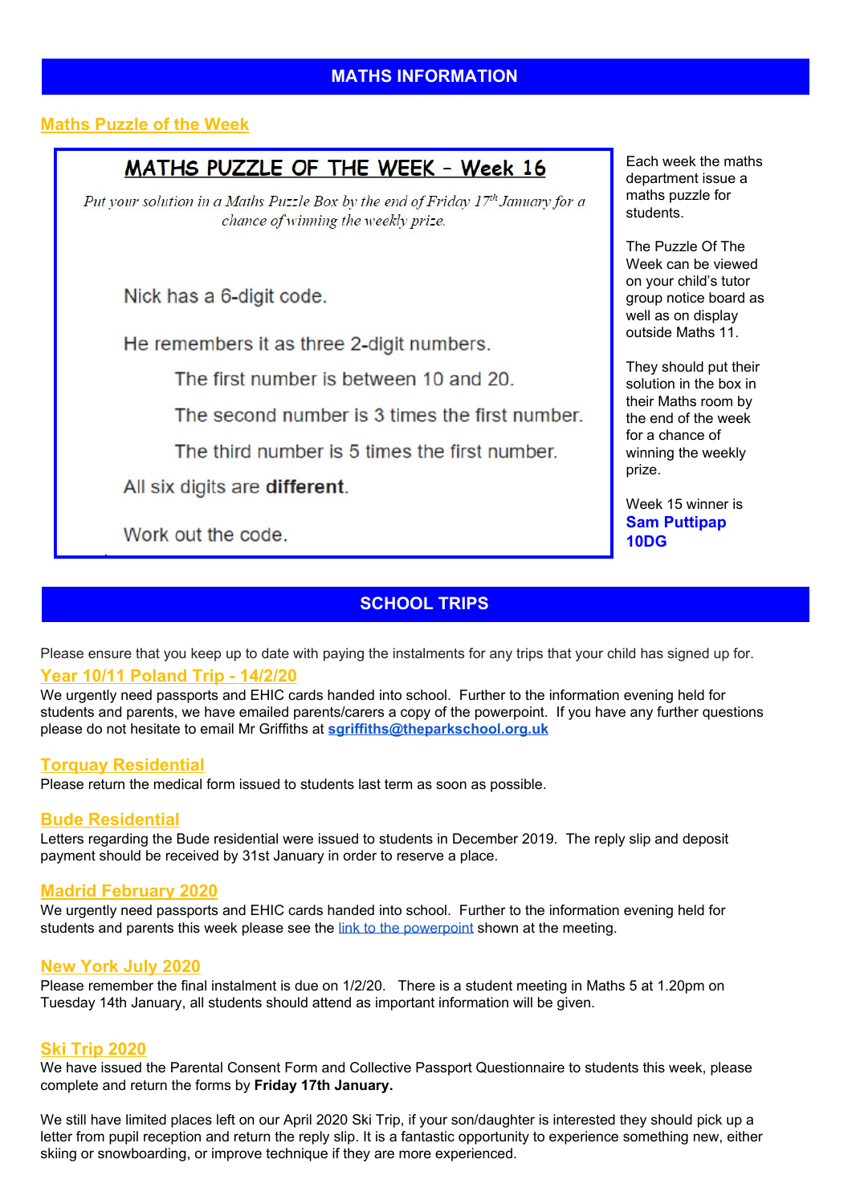## MATHS INFORMATION

### Maths Puzzle of the Week

**MATHS PUZZLE OF THE WEEK – Week 16**

*Put your solution in a Maths Puzzle Box by the end of Friday 17th January for a chance of winning the weekly prize.*

Nick has a 6-digit code.

He remembers it as three 2-digit numbers.

The first number is between 10 and 20.

The second number is 3 times the first number.

The third number is 5 times the first number.

All six digits are **different**.

Work out the code.

Each week the maths department issue a maths puzzle for students.

The Puzzle Of The Week can be viewed on your child's tutor group notice board as well as on display outside Maths 11.

They should put their solution in the box in their Maths room by the end of the week for a chance of winning the weekly prize.

Week 15 winner is **Sam Puttipap 10DG**

## SCHOOL TRIPS

Please ensure that you keep up to date with paying the instalments for any trips that your child has signed up for.

### Year 10/11 Poland Trip - 14/2/20

We urgently need passports and EHIC cards handed into school. Further to the information evening held for students and parents, we have emailed parents/carers a copy of the powerpoint. If you have any further questions please do not hesitate to email Mr Griffiths at **sgriffiths@theparkschool.org.uk**

### Torquay Residential

Please return the medical form issued to students last term as soon as possible.

### Bude Residential

Letters regarding the Bude residential were issued to students in December 2019. The reply slip and deposit payment should be received by 31st January in order to reserve a place.

### Madrid February 2020

We urgently need passports and EHIC cards handed into school. Further to the information evening held for students and parents this week please see the link to the powerpoint shown at the meeting.

### New York July 2020

Please remember the final instalment is due on 1/2/20. There is a student meeting in Maths 5 at 1.20pm on Tuesday 14th January, all students should attend as important information will be given.

### Ski Trip 2020

We have issued the Parental Consent Form and Collective Passport Questionnaire to students this week, please complete and return the forms by **Friday 17th January.**

We still have limited places left on our April 2020 Ski Trip, if your son/daughter is interested they should pick up a letter from pupil reception and return the reply slip. It is a fantastic opportunity to experience something new, either skiing or snowboarding, or improve technique if they are more experienced.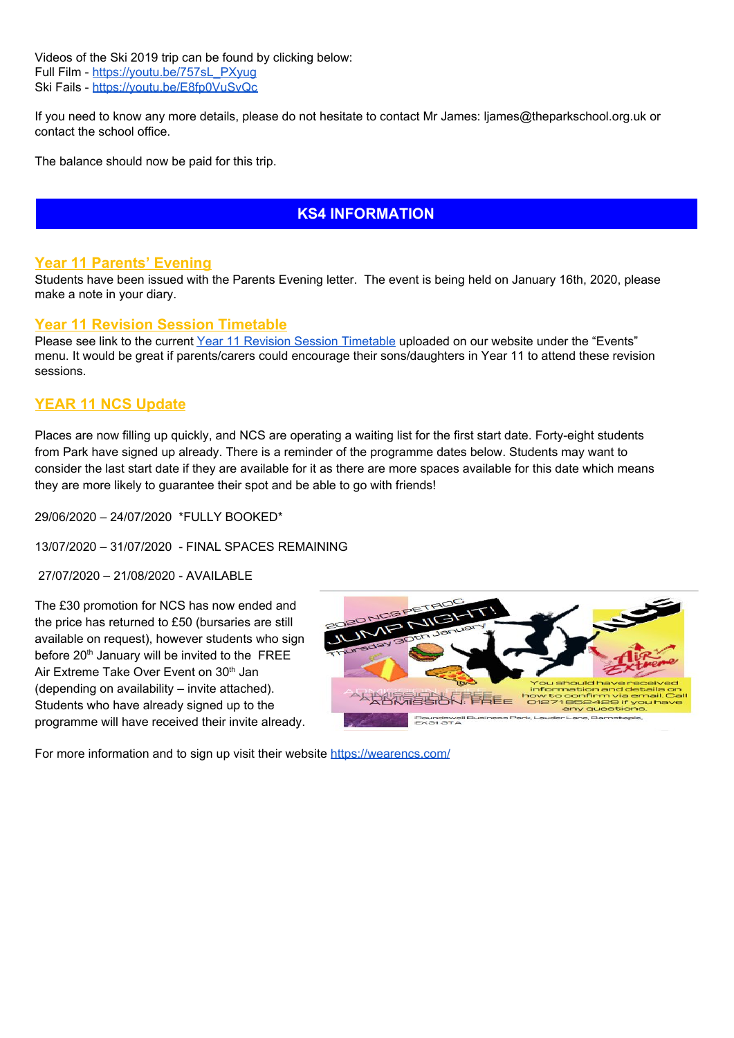Videos of the Ski 2019 trip can be found by clicking below:
Full Film - https://youtu.be/757sL_PXyug
Ski Fails - https://youtu.be/E8fp0VuSvQc

If you need to know any more details, please do not hesitate to contact Mr James: ljames@theparkschool.org.uk or contact the school office.

The balance should now be paid for this trip.

## KS4 INFORMATION

### Year 11 Parents' Evening

Students have been issued with the Parents Evening letter. The event is being held on January 16th, 2020, please make a note in your diary.

### Year 11 Revision Session Timetable

Please see link to the current Year 11 Revision Session Timetable uploaded on our website under the "Events" menu. It would be great if parents/carers could encourage their sons/daughters in Year 11 to attend these revision sessions.

### YEAR 11 NCS Update

Places are now filling up quickly, and NCS are operating a waiting list for the first start date. Forty-eight students from Park have signed up already. There is a reminder of the programme dates below. Students may want to consider the last start date if they are available for it as there are more spaces available for this date which means they are more likely to guarantee their spot and be able to go with friends!

29/06/2020 – 24/07/2020 *FULLY BOOKED*

13/07/2020 – 31/07/2020 - FINAL SPACES REMAINING

27/07/2020 – 21/08/2020 - AVAILABLE

The £30 promotion for NCS has now ended and the price has returned to £50 (bursaries are still available on request), however students who sign before 20th January will be invited to the FREE Air Extreme Take Over Event on 30th Jan (depending on availability – invite attached). Students who have already signed up to the programme will have received their invite already.

For more information and to sign up visit their website https://wearencs.com/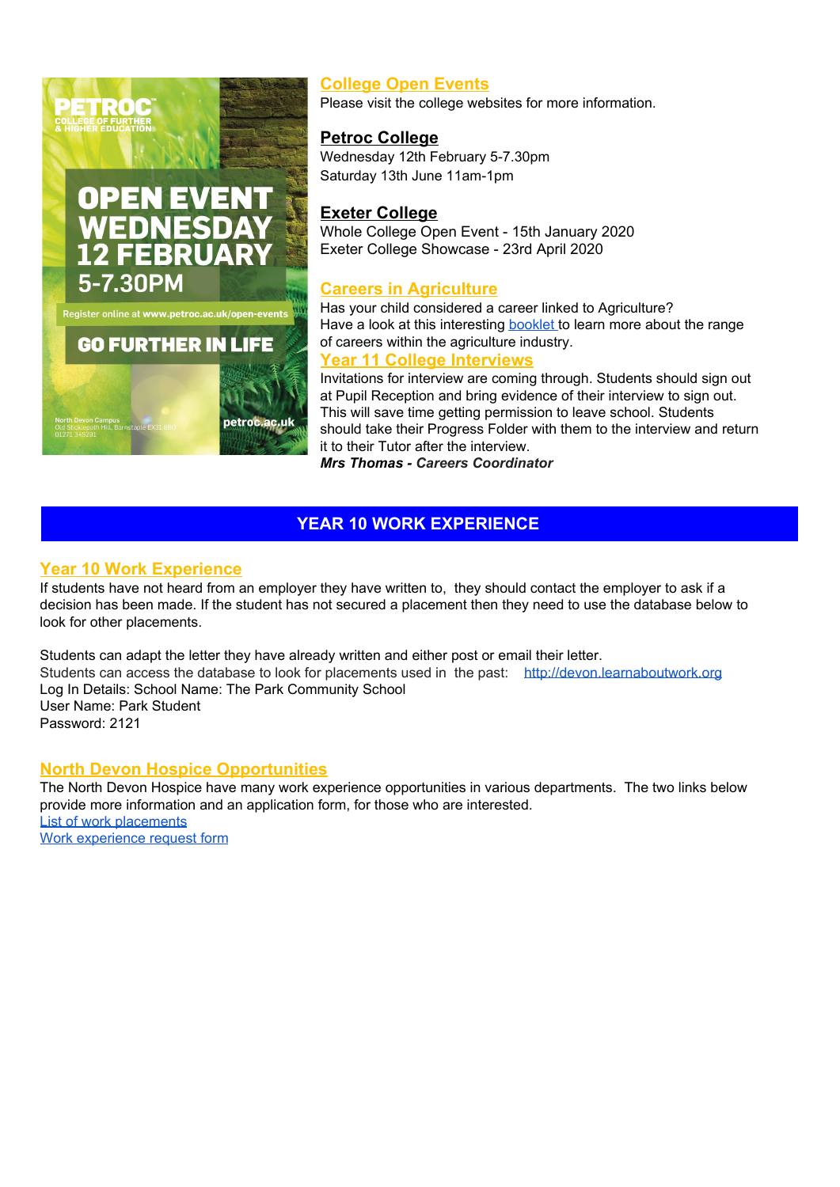OPEN EVENT WEDNESDAY 12 FEBRUARY 5-7.30PM

Register online at www.petroc.ac.uk/open-events

GO FURTHER IN LIFE

petroc.ac.uk

## College Open Events

Please visit the college websites for more information.

### Petroc College

Wednesday 12th February 5-7.30pm
Saturday 13th June 11am-1pm

### Exeter College

Whole College Open Event - 15th January 2020
Exeter College Showcase - 23rd April 2020

## Careers in Agriculture

Has your child considered a career linked to Agriculture?
Have a look at this interesting booklet to learn more about the range of careers within the agriculture industry.

## Year 11 College Interviews

Invitations for interview are coming through. Students should sign out at Pupil Reception and bring evidence of their interview to sign out. This will save time getting permission to leave school. Students should take their Progress Folder with them to the interview and return it to their Tutor after the interview.

***Mrs Thomas - Careers Coordinator***

# YEAR 10 WORK EXPERIENCE

## Year 10 Work Experience

If students have not heard from an employer they have written to, they should contact the employer to ask if a decision has been made. If the student has not secured a placement then they need to use the database below to look for other placements.

Students can adapt the letter they have already written and either post or email their letter.
Students can access the database to look for placements used in the past: http://devon.learnaboutwork.org
Log In Details: School Name: The Park Community School
User Name: Park Student
Password: 2121

## North Devon Hospice Opportunities

The North Devon Hospice have many work experience opportunities in various departments. The two links below provide more information and an application form, for those who are interested.
List of work placements
Work experience request form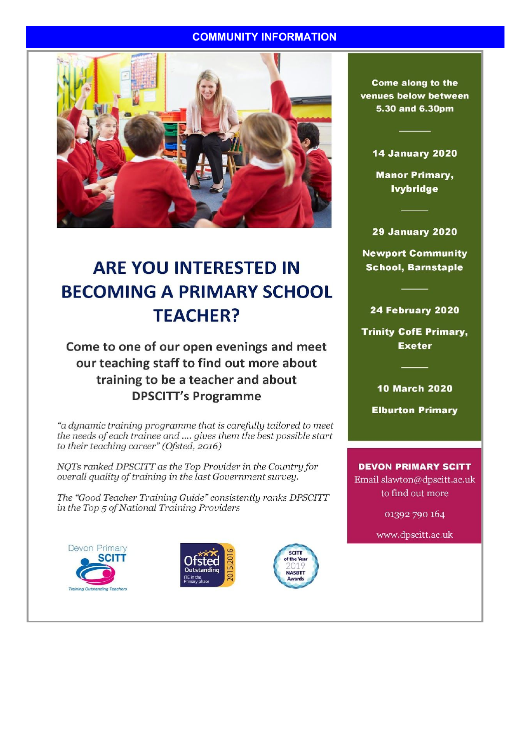# COMMUNITY INFORMATION

## ARE YOU INTERESTED IN BECOMING A PRIMARY SCHOOL TEACHER?

### Come to one of our open evenings and meet our teaching staff to find out more about training to be a teacher and about DPSCITT's Programme

*"a dynamic training programme that is carefully tailored to meet the needs of each trainee and .... gives them the best possible start to their teaching career" (Ofsted, 2016)*

*NQTs ranked DPSCITT as the Top Provider in the Country for overall quality of training in the last Government survey.*

*The "Good Teacher Training Guide" consistently ranks DPSCITT in the Top 5 of National Training Providers*

Devon Primary SCITT – Training Outstanding Teachers

Ofsted Outstanding – ITE in the Primary phase – 2015|2016

SCITT of the Year 2019 – NASBTT Awards

**Come along to the venues below between 5.30 and 6.30pm**

---

**14 January 2020**

**Manor Primary, Ivybridge**

---

**29 January 2020**

**Newport Community School, Barnstaple**

---

**24 February 2020**

**Trinity CofE Primary, Exeter**

---

**10 March 2020**

**Elburton Primary**

**DEVON PRIMARY SCITT**

Email slawton@dpscitt.ac.uk to find out more

01392 790 164

www.dpscitt.ac.uk